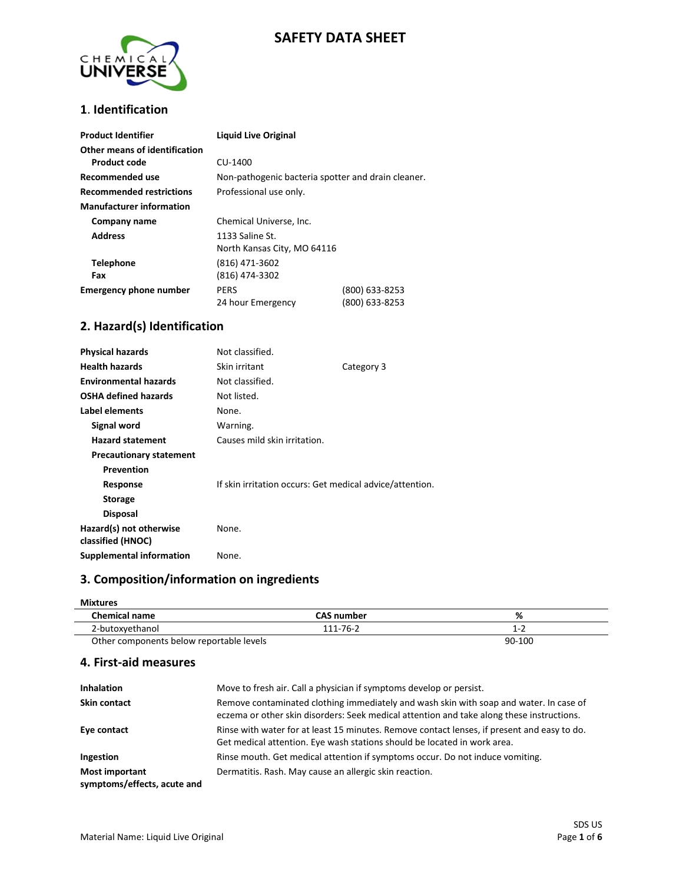# SAFETY DATA SHEET

## 1. Identification

| | | |
|---|---|---|
| **Product Identifier** | **Liquid Live Original** | |
| **Other means of identification** | | |
| **Product code** | CU-1400 | |
| **Recommended use** | Non-pathogenic bacteria spotter and drain cleaner. | |
| **Recommended restrictions** | Professional use only. | |
| **Manufacturer information** | | |
| **Company name** | Chemical Universe, Inc. | |
| **Address** | 1133 Saline St.<br>North Kansas City, MO 64116 | |
| **Telephone** | (816) 471-3602 | |
| **Fax** | (816) 474-3302 | |
| **Emergency phone number** | PERS | (800) 633-8253 |
| | 24 hour Emergency | (800) 633-8253 |

## 2. Hazard(s) Identification

| | | |
|---|---|---|
| **Physical hazards** | Not classified. | |
| **Health hazards** | Skin irritant | Category 3 |
| **Environmental hazards** | Not classified. | |
| **OSHA defined hazards** | Not listed. | |
| **Label elements** | None. | |
| **Signal word** | Warning. | |
| **Hazard statement** | Causes mild skin irritation. | |
| **Precautionary statement** | | |
| **Prevention** | | |
| **Response** | If skin irritation occurs: Get medical advice/attention. | |
| **Storage** | | |
| **Disposal** | | |
| **Hazard(s) not otherwise classified (HNOC)** | None. | |
| **Supplemental information** | None. | |

## 3. Composition/information on ingredients

**Mixtures**

| Chemical name | CAS number | % |
|---|---|---|
| 2-butoxyethanol | 111-76-2 | 1-2 |
| Other components below reportable levels | | 90-100 |

## 4. First-aid measures

| | |
|---|---|
| **Inhalation** | Move to fresh air. Call a physician if symptoms develop or persist. |
| **Skin contact** | Remove contaminated clothing immediately and wash skin with soap and water. In case of eczema or other skin disorders: Seek medical attention and take along these instructions. |
| **Eye contact** | Rinse with water for at least 15 minutes. Remove contact lenses, if present and easy to do. Get medical attention. Eye wash stations should be located in work area. |
| **Ingestion** | Rinse mouth. Get medical attention if symptoms occur. Do not induce vomiting. |
| **Most important symptoms/effects, acute and** | Dermatitis. Rash. May cause an allergic skin reaction. |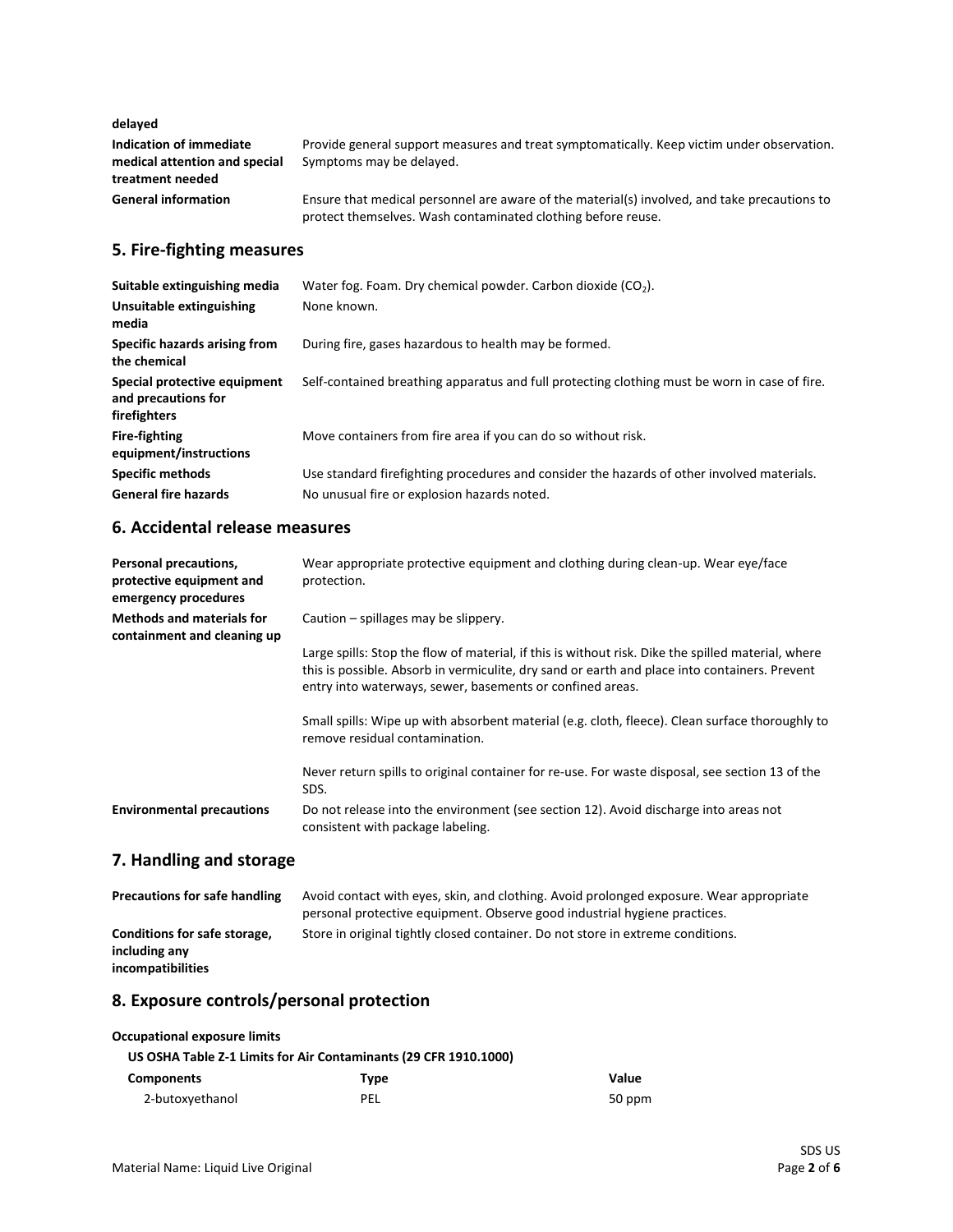| | |
|---|---|
| **delayed** | |
| **Indication of immediate medical attention and special treatment needed** | Provide general support measures and treat symptomatically. Keep victim under observation. Symptoms may be delayed. |
| **General information** | Ensure that medical personnel are aware of the material(s) involved, and take precautions to protect themselves. Wash contaminated clothing before reuse. |

## 5. Fire-fighting measures

| | |
|---|---|
| **Suitable extinguishing media** | Water fog. Foam. Dry chemical powder. Carbon dioxide ($CO_2$). |
| **Unsuitable extinguishing media** | None known. |
| **Specific hazards arising from the chemical** | During fire, gases hazardous to health may be formed. |
| **Special protective equipment and precautions for firefighters** | Self-contained breathing apparatus and full protecting clothing must be worn in case of fire. |
| **Fire-fighting equipment/instructions** | Move containers from fire area if you can do so without risk. |
| **Specific methods** | Use standard firefighting procedures and consider the hazards of other involved materials. |
| **General fire hazards** | No unusual fire or explosion hazards noted. |

## 6. Accidental release measures

| | |
|---|---|
| **Personal precautions, protective equipment and emergency procedures** | Wear appropriate protective equipment and clothing during clean-up. Wear eye/face protection. |
| **Methods and materials for containment and cleaning up** | Caution – spillages may be slippery.<br><br>Large spills: Stop the flow of material, if this is without risk. Dike the spilled material, where this is possible. Absorb in vermiculite, dry sand or earth and place into containers. Prevent entry into waterways, sewer, basements or confined areas.<br><br>Small spills: Wipe up with absorbent material (e.g. cloth, fleece). Clean surface thoroughly to remove residual contamination.<br><br>Never return spills to original container for re-use. For waste disposal, see section 13 of the SDS. |
| **Environmental precautions** | Do not release into the environment (see section 12). Avoid discharge into areas not consistent with package labeling. |

## 7. Handling and storage

| | |
|---|---|
| **Precautions for safe handling** | Avoid contact with eyes, skin, and clothing. Avoid prolonged exposure. Wear appropriate personal protective equipment. Observe good industrial hygiene practices. |
| **Conditions for safe storage, including any incompatibilities** | Store in original tightly closed container. Do not store in extreme conditions. |

## 8. Exposure controls/personal protection

**Occupational exposure limits**

**US OSHA Table Z-1 Limits for Air Contaminants (29 CFR 1910.1000)**

| Components | Type | Value |
|---|---|---|
| 2-butoxyethanol | PEL | 50 ppm |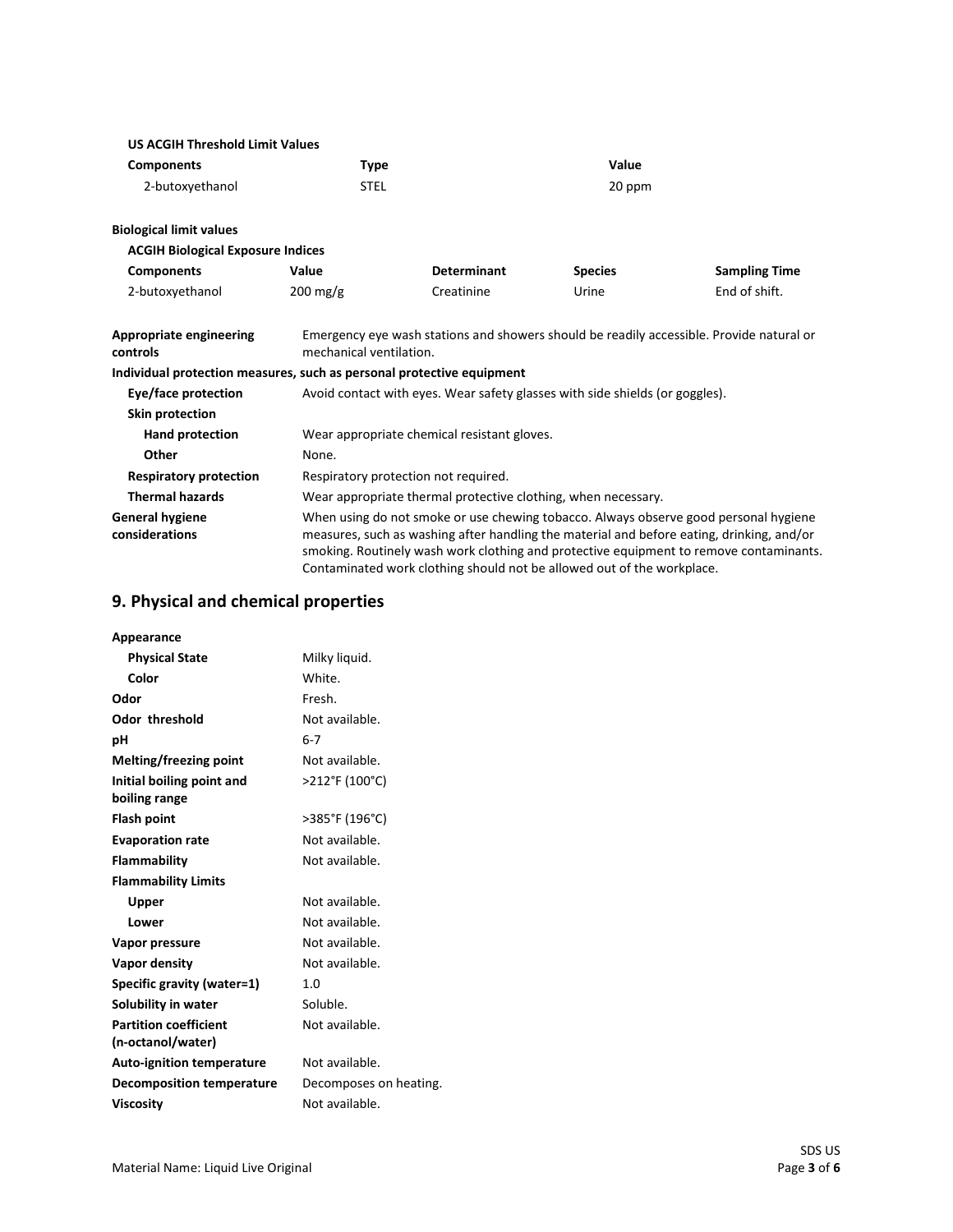**US ACGIH Threshold Limit Values**

| Components | Type | Value |
|---|---|---|
| 2-butoxyethanol | STEL | 20 ppm |

**Biological limit values**

**ACGIH Biological Exposure Indices**

| Components | Value | Determinant | Species | Sampling Time |
|---|---|---|---|---|
| 2-butoxyethanol | 200 mg/g | Creatinine | Urine | End of shift. |

| | |
|---|---|
| **Appropriate engineering controls** | Emergency eye wash stations and showers should be readily accessible. Provide natural or mechanical ventilation. |

**Individual protection measures, such as personal protective equipment**

| | |
|---|---|
| **Eye/face protection** | Avoid contact with eyes. Wear safety glasses with side shields (or goggles). |
| **Skin protection** | |
| **Hand protection** | Wear appropriate chemical resistant gloves. |
| **Other** | None. |
| **Respiratory protection** | Respiratory protection not required. |
| **Thermal hazards** | Wear appropriate thermal protective clothing, when necessary. |
| **General hygiene considerations** | When using do not smoke or use chewing tobacco. Always observe good personal hygiene measures, such as washing after handling the material and before eating, drinking, and/or smoking. Routinely wash work clothing and protective equipment to remove contaminants. Contaminated work clothing should not be allowed out of the workplace. |

## 9. Physical and chemical properties

| | |
|---|---|
| **Appearance** | |
| **Physical State** | Milky liquid. |
| **Color** | White. |
| **Odor** | Fresh. |
| **Odor threshold** | Not available. |
| **pH** | 6-7 |
| **Melting/freezing point** | Not available. |
| **Initial boiling point and boiling range** | >212°F (100°C) |
| **Flash point** | >385°F (196°C) |
| **Evaporation rate** | Not available. |
| **Flammability** | Not available. |
| **Flammability Limits** | |
| **Upper** | Not available. |
| **Lower** | Not available. |
| **Vapor pressure** | Not available. |
| **Vapor density** | Not available. |
| **Specific gravity (water=1)** | 1.0 |
| **Solubility in water** | Soluble. |
| **Partition coefficient (n-octanol/water)** | Not available. |
| **Auto-ignition temperature** | Not available. |
| **Decomposition temperature** | Decomposes on heating. |
| **Viscosity** | Not available. |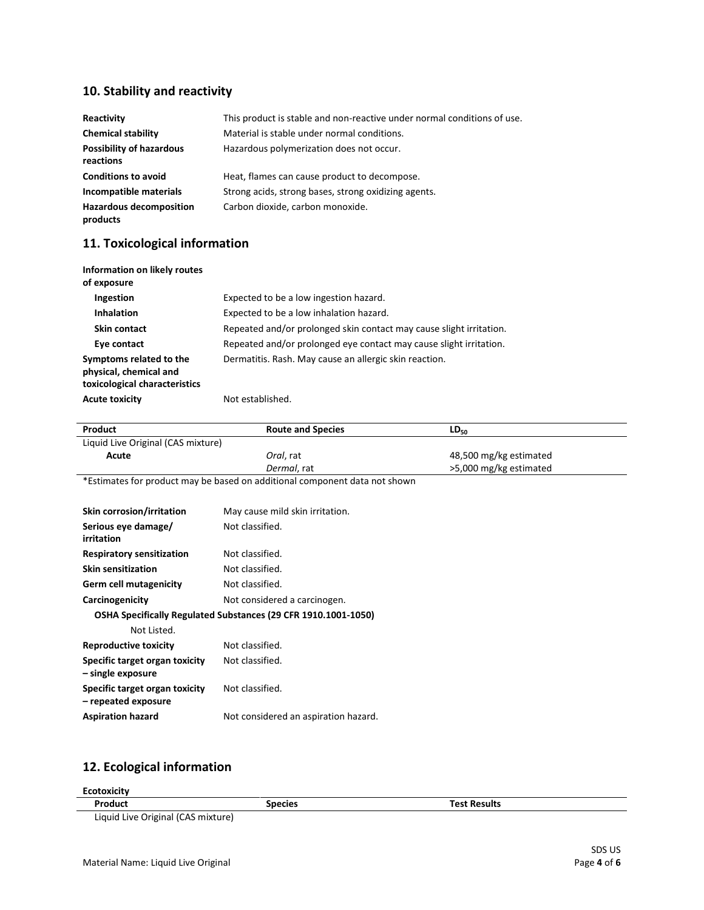## 10. Stability and reactivity

| | |
|---|---|
| **Reactivity** | This product is stable and non-reactive under normal conditions of use. |
| **Chemical stability** | Material is stable under normal conditions. |
| **Possibility of hazardous reactions** | Hazardous polymerization does not occur. |
| **Conditions to avoid** | Heat, flames can cause product to decompose. |
| **Incompatible materials** | Strong acids, strong bases, strong oxidizing agents. |
| **Hazardous decomposition products** | Carbon dioxide, carbon monoxide. |

## 11. Toxicological information

**Information on likely routes of exposure**

| | |
|---|---|
| **Ingestion** | Expected to be a low ingestion hazard. |
| **Inhalation** | Expected to be a low inhalation hazard. |
| **Skin contact** | Repeated and/or prolonged skin contact may cause slight irritation. |
| **Eye contact** | Repeated and/or prolonged eye contact may cause slight irritation. |
| **Symptoms related to the physical, chemical and toxicological characteristics** | Dermatitis. Rash. May cause an allergic skin reaction. |
| **Acute toxicity** | Not established. |

| Product | Route and Species | $LD_{50}$ |
|---|---|---|
| Liquid Live Original (CAS mixture) | | |
| **Acute** | *Oral*, rat | 48,500 mg/kg estimated |
| | *Dermal*, rat | >5,000 mg/kg estimated |

*Estimates for product may be based on additional component data not shown

| | |
|---|---|
| **Skin corrosion/irritation** | May cause mild skin irritation. |
| **Serious eye damage/ irritation** | Not classified. |
| **Respiratory sensitization** | Not classified. |
| **Skin sensitization** | Not classified. |
| **Germ cell mutagenicity** | Not classified. |
| **Carcinogenicity** | Not considered a carcinogen. |

**OSHA Specifically Regulated Substances (29 CFR 1910.1001-1050)**

Not Listed.

| | |
|---|---|
| **Reproductive toxicity** | Not classified. |
| **Specific target organ toxicity – single exposure** | Not classified. |
| **Specific target organ toxicity – repeated exposure** | Not classified. |
| **Aspiration hazard** | Not considered an aspiration hazard. |

## 12. Ecological information

**Ecotoxicity**

| Product | Species | Test Results |
|---|---|---|
| Liquid Live Original (CAS mixture) | | |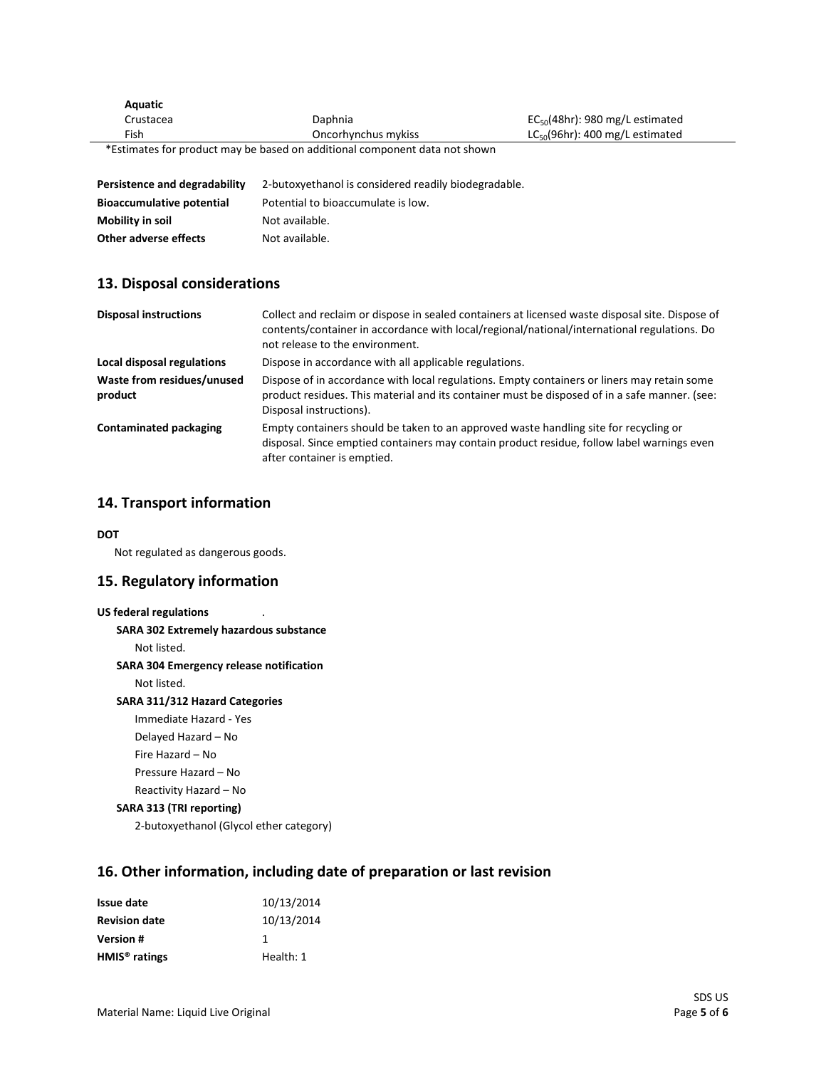| Aquatic | | |
|---|---|---|
| Crustacea | Daphnia | $EC_{50}$(48hr): 980 mg/L estimated |
| Fish | Oncorhynchus mykiss | $LC_{50}$(96hr): 400 mg/L estimated |

*Estimates for product may be based on additional component data not shown

| | |
|---|---|
| **Persistence and degradability** | 2-butoxyethanol is considered readily biodegradable. |
| **Bioaccumulative potential** | Potential to bioaccumulate is low. |
| **Mobility in soil** | Not available. |
| **Other adverse effects** | Not available. |

## 13. Disposal considerations

| | |
|---|---|
| **Disposal instructions** | Collect and reclaim or dispose in sealed containers at licensed waste disposal site. Dispose of contents/container in accordance with local/regional/national/international regulations. Do not release to the environment. |
| **Local disposal regulations** | Dispose in accordance with all applicable regulations. |
| **Waste from residues/unused product** | Dispose of in accordance with local regulations. Empty containers or liners may retain some product residues. This material and its container must be disposed of in a safe manner. (see: Disposal instructions). |
| **Contaminated packaging** | Empty containers should be taken to an approved waste handling site for recycling or disposal. Since emptied containers may contain product residue, follow label warnings even after container is emptied. |

## 14. Transport information

**DOT**

Not regulated as dangerous goods.

## 15. Regulatory information

**US federal regulations** .

**SARA 302 Extremely hazardous substance**

Not listed.

**SARA 304 Emergency release notification**

Not listed.

**SARA 311/312 Hazard Categories**

Immediate Hazard - Yes

Delayed Hazard – No

Fire Hazard – No

Pressure Hazard – No

Reactivity Hazard – No

**SARA 313 (TRI reporting)**

2-butoxyethanol (Glycol ether category)

## 16. Other information, including date of preparation or last revision

| | |
|---|---|
| **Issue date** | 10/13/2014 |
| **Revision date** | 10/13/2014 |
| **Version #** | 1 |
| **HMIS® ratings** | Health: 1 |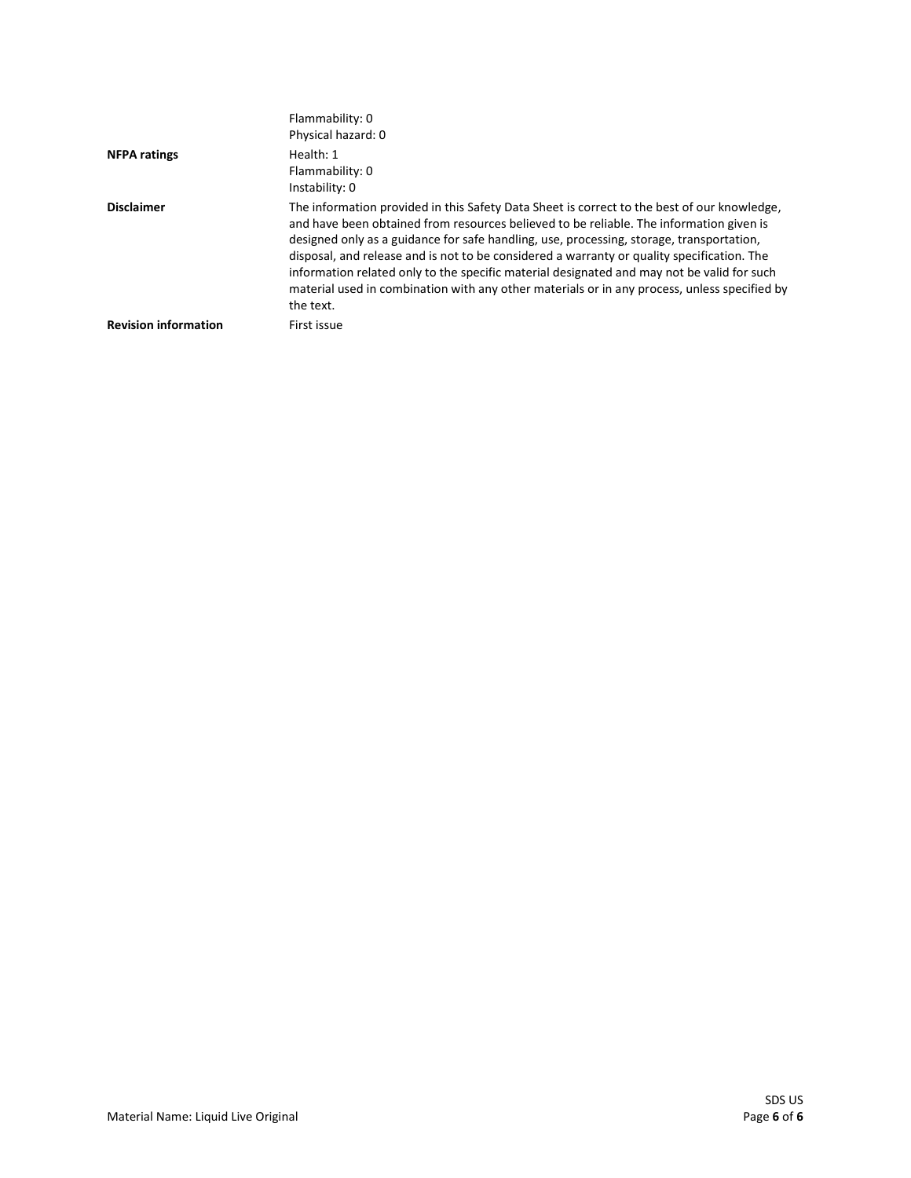| | |
|---|---|
| | Flammability: 0<br>Physical hazard: 0 |
| **NFPA ratings** | Health: 1<br>Flammability: 0<br>Instability: 0 |
| **Disclaimer** | The information provided in this Safety Data Sheet is correct to the best of our knowledge, and have been obtained from resources believed to be reliable. The information given is designed only as a guidance for safe handling, use, processing, storage, transportation, disposal, and release and is not to be considered a warranty or quality specification. The information related only to the specific material designated and may not be valid for such material used in combination with any other materials or in any process, unless specified by the text. |
| **Revision information** | First issue |